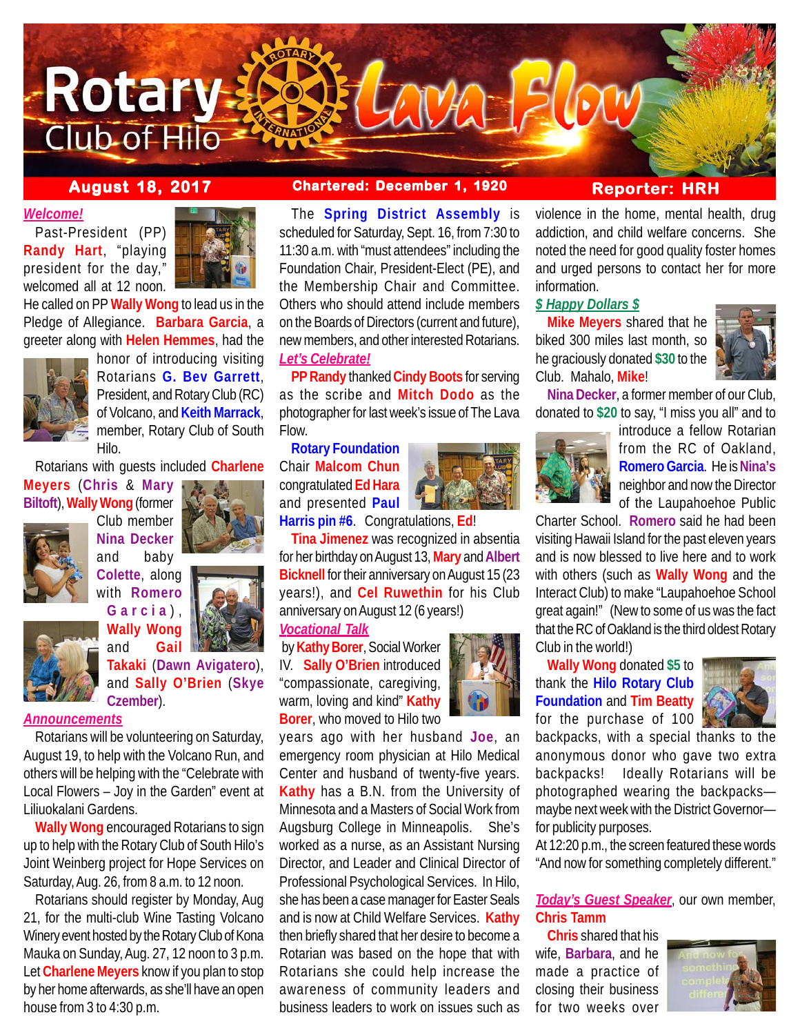# Rotary Club of Hilo — Lava Flow

**August 18, 2017** | **Chartered: December 1, 1920** | **Reporter: HRH**

***Welcome!***

Past-President (PP) **Randy Hart**, "playing president for the day," welcomed all at 12 noon. He called on PP **Wally Wong** to lead us in the Pledge of Allegiance. **Barbara Garcia**, a greeter along with **Helen Hemmes**, had the honor of introducing visiting Rotarians **G. Bev Garrett**, President, and Rotary Club (RC) of Volcano, and **Keith Marrack**, member, Rotary Club of South Hilo.

Rotarians with guests included **Charlene Meyers** (**Chris** & **Mary Biltoft**), **Wally Wong** (former Club member **Nina Decker** and baby **Colette**, along with **Romero Garcia**), **Wally Wong** and **Gail Takaki** (**Dawn Avigatero**), and **Sally O'Brien** (**Skye Czember**).

***Announcements***

Rotarians will be volunteering on Saturday, August 19, to help with the Volcano Run, and others will be helping with the "Celebrate with Local Flowers – Joy in the Garden" event at Liliuokalani Gardens.

**Wally Wong** encouraged Rotarians to sign up to help with the Rotary Club of South Hilo's Joint Weinberg project for Hope Services on Saturday, Aug. 26, from 8 a.m. to 12 noon.

Rotarians should register by Monday, Aug 21, for the multi-club Wine Tasting Volcano Winery event hosted by the Rotary Club of Kona Mauka on Sunday, Aug. 27, 12 noon to 3 p.m. Let **Charlene Meyers** know if you plan to stop by her home afterwards, as she'll have an open house from 3 to 4:30 p.m.

The **Spring District Assembly** is scheduled for Saturday, Sept. 16, from 7:30 to 11:30 a.m. with "must attendees" including the Foundation Chair, President-Elect (PE), and the Membership Chair and Committee. Others who should attend include members on the Boards of Directors (current and future), new members, and other interested Rotarians.

***Let's Celebrate!***

**PP Randy** thanked **Cindy Boots** for serving as the scribe and **Mitch Dodo** as the photographer for last week's issue of The Lava Flow.

**Rotary Foundation** Chair **Malcom Chun** congratulated **Ed Hara** and presented **Paul Harris pin #6**. Congratulations, **Ed**!

**Tina Jimenez** was recognized in absentia for her birthday on August 13, **Mary** and **Albert Bicknell** for their anniversary on August 15 (23 years!), and **Cel Ruwethin** for his Club anniversary on August 12 (6 years!)

***Vocational Talk***

by **Kathy Borer**, Social Worker IV. **Sally O'Brien** introduced "compassionate, caregiving, warm, loving and kind" **Kathy Borer**, who moved to Hilo two years ago with her husband **Joe**, an emergency room physician at Hilo Medical Center and husband of twenty-five years. **Kathy** has a B.N. from the University of Minnesota and a Masters of Social Work from Augsburg College in Minneapolis. She's worked as a nurse, as an Assistant Nursing Director, and Leader and Clinical Director of Professional Psychological Services. In Hilo, she has been a case manager for Easter Seals and is now at Child Welfare Services. **Kathy** then briefly shared that her desire to become a Rotarian was based on the hope that with Rotarians she could help increase the awareness of community leaders and business leaders to work on issues such as violence in the home, mental health, drug addiction, and child welfare concerns. She noted the need for good quality foster homes and urged persons to contact her for more information.

***$ Happy Dollars $***

**Mike Meyers** shared that he biked 300 miles last month, so he graciously donated **$30** to the Club. Mahalo, **Mike**!

**Nina Decker**, a former member of our Club, donated to **$20** to say, "I miss you all" and to introduce a fellow Rotarian from the RC of Oakland, **Romero Garcia**. He is **Nina's** neighbor and now the Director of the Laupahoehoe Public Charter School. **Romero** said he had been visiting Hawaii Island for the past eleven years and is now blessed to live here and to work with others (such as **Wally Wong** and the Interact Club) to make "Laupahoehoe School great again!" (New to some of us was the fact that the RC of Oakland is the third oldest Rotary Club in the world!)

**Wally Wong** donated **$5** to thank the **Hilo Rotary Club Foundation** and **Tim Beatty** for the purchase of 100 backpacks, with a special thanks to the anonymous donor who gave two extra backpacks! Ideally Rotarians will be photographed wearing the backpacks—maybe next week with the District Governor—for publicity purposes.

At 12:20 p.m., the screen featured these words "And now for something completely different."

***Today's Guest Speaker***, our own member, **Chris Tamm**

**Chris** shared that his wife, **Barbara**, and he made a practice of closing their business for two weeks over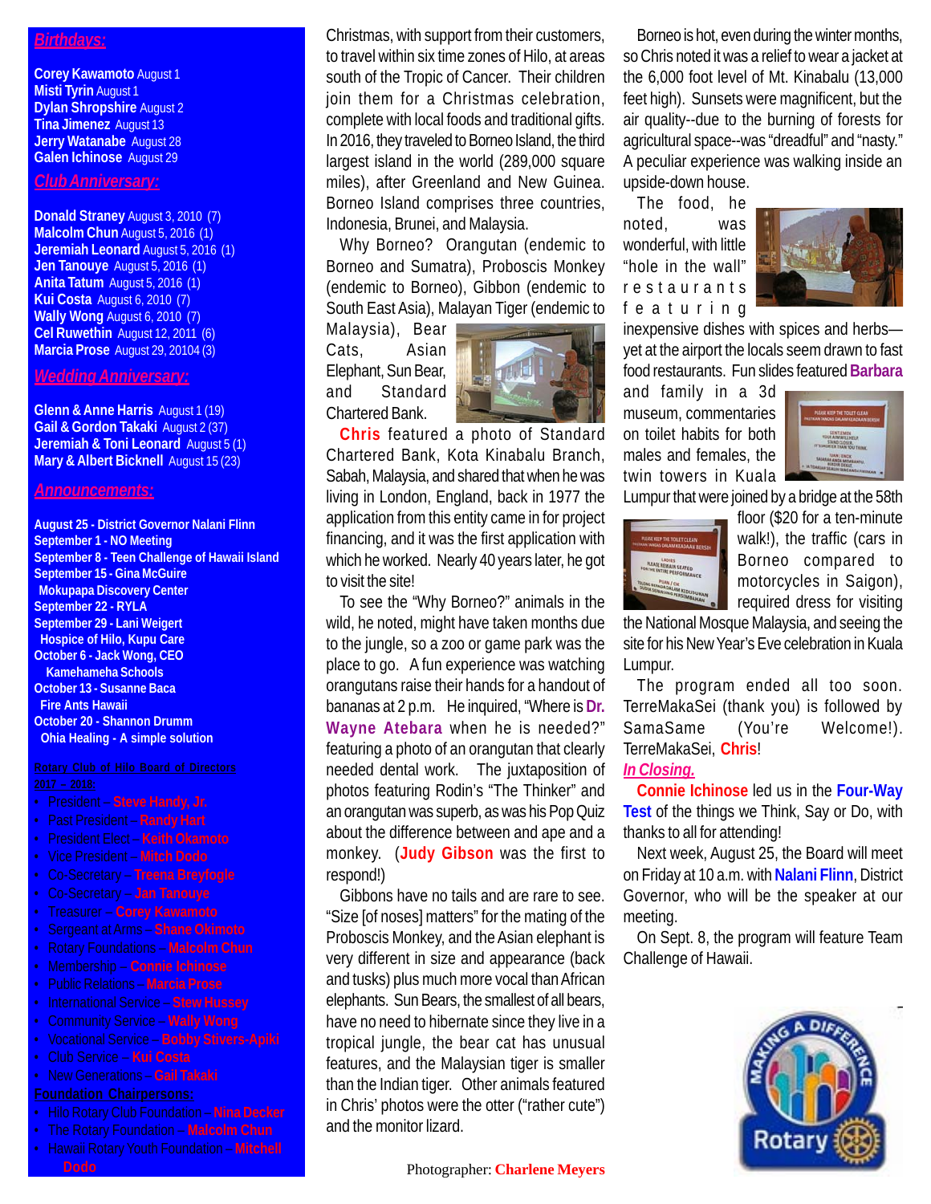## *Birthdays:*

**Corey Kawamoto** August 1
**Misti Tyrin** August 1
**Dylan Shropshire** August 2
**Tina Jimenez** August 13
**Jerry Watanabe** August 28
**Galen Ichinose** August 29

## *Club Anniversary:*

**Donald Straney** August 3, 2010 (7)
**Malcolm Chun** August 5, 2016 (1)
**Jeremiah Leonard** August 5, 2016 (1)
**Jen Tanouye** August 5, 2016 (1)
**Anita Tatum** August 5, 2016 (1)
**Kui Costa** August 6, 2010 (7)
**Wally Wong** August 6, 2010 (7)
**Cel Ruwethin** August 12, 2011 (6)
**Marcia Prose** August 29, 20104 (3)

## *Wedding Anniversary:*

**Glenn & Anne Harris** August 1 (19)
**Gail & Gordon Takaki** August 2 (37)
**Jeremiah & Toni Leonard** August 5 (1)
**Mary & Albert Bicknell** August 15 (23)

## *Announcements:*

**August 25 - District Governor Nalani Flinn**
**September 1 - NO Meeting**
**September 8 - Teen Challenge of Hawaii Island**
**September 15 - Gina McGuire Mokupapa Discovery Center**
**September 22 - RYLA**
**September 29 - Lani Weigert Hospice of Hilo, Kupu Care**
**October 6 - Jack Wong, CEO Kamehameha Schools**
**October 13 - Susanne Baca Fire Ants Hawaii**
**October 20 - Shannon Drumm Ohia Healing - A simple solution**

**Rotary Club of Hilo Board of Directors**
**2017 – 2018:**

- President – **Steve Handy, Jr.**
- Past President – **Randy Hart**
- President Elect – **Keith Okamoto**
- Vice President – **Mitch Dodo**
- Co-Secretary – **Treena Breyfogle**
- Co-Secretary – **Jen Tanouye**
- Treasurer – **Corey Kawamoto**
- Sergeant at Arms – **Shane Okimoto**
- Rotary Foundations – **Malcolm Chun**
- Membership – **Connie Ichinose**
- Public Relations – **Marcia Prose**
- International Service – **Stew Hussey**
- Community Service – **Wally Wong**
- Vocational Service – **Bobby Stivers-Apiki**
- Club Service – **Kui Costa**
- New Generations – **Gail Takaki**

**Foundation Chairpersons:**

- Hilo Rotary Club Foundation – **Nina Decker**
- The Rotary Foundation – **Malcolm Chun**
- Hawaii Rotary Youth Foundation – **Mitchell Dodo**

Christmas, with support from their customers, to travel within six time zones of Hilo, at areas south of the Tropic of Cancer. Their children join them for a Christmas celebration, complete with local foods and traditional gifts. In 2016, they traveled to Borneo Island, the third largest island in the world (289,000 square miles), after Greenland and New Guinea. Borneo Island comprises three countries, Indonesia, Brunei, and Malaysia.

Why Borneo? Orangutan (endemic to Borneo and Sumatra), Proboscis Monkey (endemic to Borneo), Gibbon (endemic to South East Asia), Malayan Tiger (endemic to Malaysia), Bear Cats, Asian Elephant, Sun Bear, and Standard Chartered Bank.

**Chris** featured a photo of Standard Chartered Bank, Kota Kinabalu Branch, Sabah, Malaysia, and shared that when he was living in London, England, back in 1977 the application from this entity came in for project financing, and it was the first application with which he worked. Nearly 40 years later, he got to visit the site!

To see the "Why Borneo?" animals in the wild, he noted, might have taken months due to the jungle, so a zoo or game park was the place to go. A fun experience was watching orangutans raise their hands for a handout of bananas at 2 p.m. He inquired, "Where is **Dr. Wayne Atebara** when he is needed?" featuring a photo of an orangutan that clearly needed dental work. The juxtaposition of photos featuring Rodin's "The Thinker" and an orangutan was superb, as was his Pop Quiz about the difference between and ape and a monkey. (**Judy Gibson** was the first to respond!)

Gibbons have no tails and are rare to see. "Size [of noses] matters" for the mating of the Proboscis Monkey, and the Asian elephant is very different in size and appearance (back and tusks) plus much more vocal than African elephants. Sun Bears, the smallest of all bears, have no need to hibernate since they live in a tropical jungle, the bear cat has unusual features, and the Malaysian tiger is smaller than the Indian tiger. Other animals featured in Chris' photos were the otter ("rather cute") and the monitor lizard.

Borneo is hot, even during the winter months, so Chris noted it was a relief to wear a jacket at the 6,000 foot level of Mt. Kinabalu (13,000 feet high). Sunsets were magnificent, but the air quality--due to the burning of forests for agricultural space--was "dreadful" and "nasty." A peculiar experience was walking inside an upside-down house.

The food, he noted, was wonderful, with little "hole in the wall" restaurants featuring inexpensive dishes with spices and herbs—yet at the airport the locals seem drawn to fast food restaurants. Fun slides featured **Barbara** and family in a 3d museum, commentaries on toilet habits for both males and females, the twin towers in Kuala Lumpur that were joined by a bridge at the 58th floor ($20 for a ten-minute walk!), the traffic (cars in Borneo compared to motorcycles in Saigon), required dress for visiting the National Mosque Malaysia, and seeing the site for his New Year's Eve celebration in Kuala Lumpur.

The program ended all too soon. TerreMakaSei (thank you) is followed by SamaSame (You're Welcome!). TerreMakaSei, **Chris**!

## *In Closing.*

**Connie Ichinose** led us in the **Four-Way Test** of the things we Think, Say or Do, with thanks to all for attending!

Next week, August 25, the Board will meet on Friday at 10 a.m. with **Nalani Flinn**, District Governor, who will be the speaker at our meeting.

On Sept. 8, the program will feature Team Challenge of Hawaii.

Photographer: **Charlene Meyers**